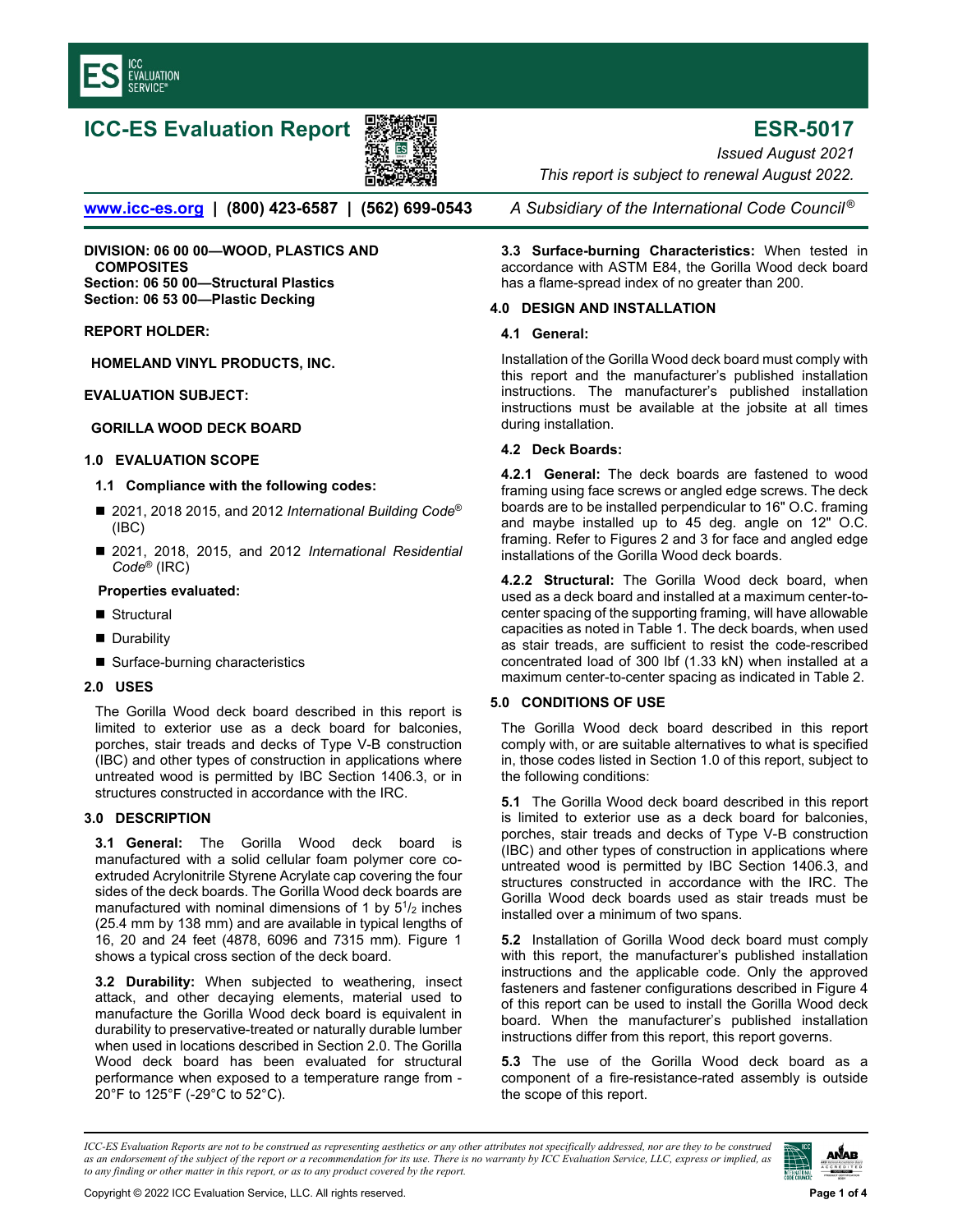# ICC-ES Evaluation Report

# ESR-5017

*Issued August 2021*

*This report is subject to renewal August 2022.*

www.icc-es.org | (800) 423-6587 | (562) 699-0543 *A Subsidiary of the International Code Council®*

**DIVISION: 06 00 00—WOOD, PLASTICS AND COMPOSITES**
**Section: 06 50 00—Structural Plastics**
**Section: 06 53 00—Plastic Decking**

**REPORT HOLDER:**

**HOMELAND VINYL PRODUCTS, INC.**

**EVALUATION SUBJECT:**

**GORILLA WOOD DECK BOARD**

## 1.0 EVALUATION SCOPE

### 1.1 Compliance with the following codes:

- 2021, 2018 2015, and 2012 *International Building Code®* (IBC)
- 2021, 2018, 2015, and 2012 *International Residential Code®* (IRC)

**Properties evaluated:**

- Structural
- Durability
- Surface-burning characteristics

## 2.0 USES

The Gorilla Wood deck board described in this report is limited to exterior use as a deck board for balconies, porches, stair treads and decks of Type V-B construction (IBC) and other types of construction in applications where untreated wood is permitted by IBC Section 1406.3, or in structures constructed in accordance with the IRC.

## 3.0 DESCRIPTION

**3.1 General:** The Gorilla Wood deck board is manufactured with a solid cellular foam polymer core co-extruded Acrylonitrile Styrene Acrylate cap covering the four sides of the deck boards. The Gorilla Wood deck boards are manufactured with nominal dimensions of 1 by $5^1/_2$ inches (25.4 mm by 138 mm) and are available in typical lengths of 16, 20 and 24 feet (4878, 6096 and 7315 mm). Figure 1 shows a typical cross section of the deck board.

**3.2 Durability:** When subjected to weathering, insect attack, and other decaying elements, material used to manufacture the Gorilla Wood deck board is equivalent in durability to preservative-treated or naturally durable lumber when used in locations described in Section 2.0. The Gorilla Wood deck board has been evaluated for structural performance when exposed to a temperature range from -20°F to 125°F (-29°C to 52°C).

**3.3 Surface-burning Characteristics:** When tested in accordance with ASTM E84, the Gorilla Wood deck board has a flame-spread index of no greater than 200.

## 4.0 DESIGN AND INSTALLATION

### 4.1 General:

Installation of the Gorilla Wood deck board must comply with this report and the manufacturer's published installation instructions. The manufacturer's published installation instructions must be available at the jobsite at all times during installation.

### 4.2 Deck Boards:

**4.2.1 General:** The deck boards are fastened to wood framing using face screws or angled edge screws. The deck boards are to be installed perpendicular to 16" O.C. framing and maybe installed up to 45 deg. angle on 12" O.C. framing. Refer to Figures 2 and 3 for face and angled edge installations of the Gorilla Wood deck boards.

**4.2.2 Structural:** The Gorilla Wood deck board, when used as a deck board and installed at a maximum center-to-center spacing of the supporting framing, will have allowable capacities as noted in Table 1. The deck boards, when used as stair treads, are sufficient to resist the code-rescribed concentrated load of 300 lbf (1.33 kN) when installed at a maximum center-to-center spacing as indicated in Table 2.

## 5.0 CONDITIONS OF USE

The Gorilla Wood deck board described in this report comply with, or are suitable alternatives to what is specified in, those codes listed in Section 1.0 of this report, subject to the following conditions:

**5.1** The Gorilla Wood deck board described in this report is limited to exterior use as a deck board for balconies, porches, stair treads and decks of Type V-B construction (IBC) and other types of construction in applications where untreated wood is permitted by IBC Section 1406.3, and structures constructed in accordance with the IRC. The Gorilla Wood deck boards used as stair treads must be installed over a minimum of two spans.

**5.2** Installation of Gorilla Wood deck board must comply with this report, the manufacturer's published installation instructions and the applicable code. Only the approved fasteners and fastener configurations described in Figure 4 of this report can be used to install the Gorilla Wood deck board. When the manufacturer's published installation instructions differ from this report, this report governs.

**5.3** The use of the Gorilla Wood deck board as a component of a fire-resistance-rated assembly is outside the scope of this report.

*ICC-ES Evaluation Reports are not to be construed as representing aesthetics or any other attributes not specifically addressed, nor are they to be construed as an endorsement of the subject of the report or a recommendation for its use. There is no warranty by ICC Evaluation Service, LLC, express or implied, as to any finding or other matter in this report, or as to any product covered by the report.*

Copyright © 2022 ICC Evaluation Service, LLC. All rights reserved.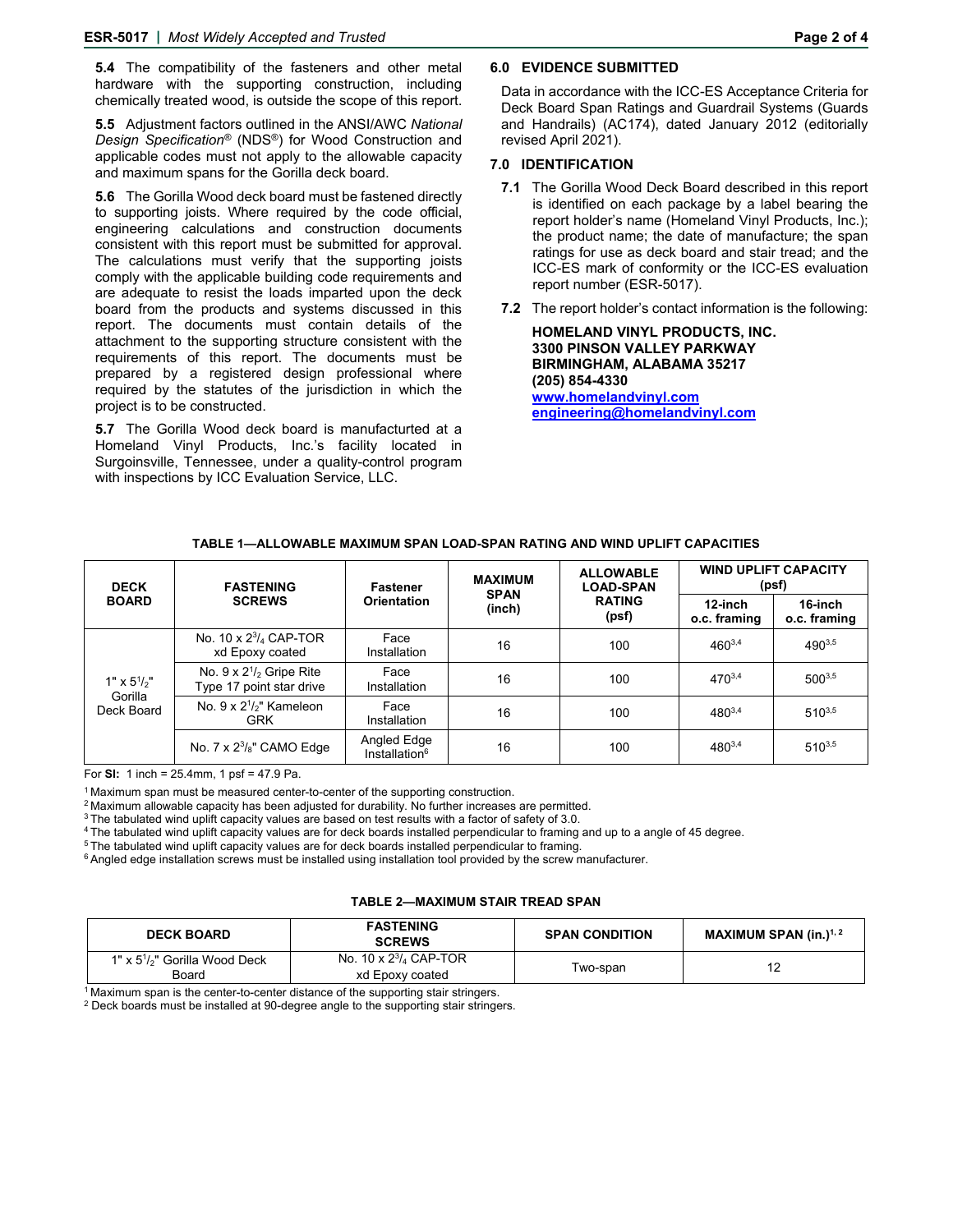**5.4** The compatibility of the fasteners and other metal hardware with the supporting construction, including chemically treated wood, is outside the scope of this report.

**5.5** Adjustment factors outlined in the ANSI/AWC *National Design Specification*® (NDS®) for Wood Construction and applicable codes must not apply to the allowable capacity and maximum spans for the Gorilla deck board.

**5.6** The Gorilla Wood deck board must be fastened directly to supporting joists. Where required by the code official, engineering calculations and construction documents consistent with this report must be submitted for approval. The calculations must verify that the supporting joists comply with the applicable building code requirements and are adequate to resist the loads imparted upon the deck board from the products and systems discussed in this report. The documents must contain details of the attachment to the supporting structure consistent with the requirements of this report. The documents must be prepared by a registered design professional where required by the statutes of the jurisdiction in which the project is to be constructed.

**5.7** The Gorilla Wood deck board is manufacturted at a Homeland Vinyl Products, Inc.'s facility located in Surgoinsville, Tennessee, under a quality-control program with inspections by ICC Evaluation Service, LLC.

## 6.0 EVIDENCE SUBMITTED

Data in accordance with the ICC-ES Acceptance Criteria for Deck Board Span Ratings and Guardrail Systems (Guards and Handrails) (AC174), dated January 2012 (editorially revised April 2021).

## 7.0 IDENTIFICATION

**7.1** The Gorilla Wood Deck Board described in this report is identified on each package by a label bearing the report holder's name (Homeland Vinyl Products, Inc.); the product name; the date of manufacture; the span ratings for use as deck board and stair tread; and the ICC-ES mark of conformity or the ICC-ES evaluation report number (ESR-5017).

**7.2** The report holder's contact information is the following:

**HOMELAND VINYL PRODUCTS, INC.**
**3300 PINSON VALLEY PARKWAY**
**BIRMINGHAM, ALABAMA 35217**
**(205) 854-4330**
**[www.homelandvinyl.com](http://www.homelandvinyl.com)**
**[engineering@homelandvinyl.com](mailto:engineering@homelandvinyl.com)**

**TABLE 1—ALLOWABLE MAXIMUM SPAN LOAD-SPAN RATING AND WIND UPLIFT CAPACITIES**

| DECK BOARD | FASTENING SCREWS | Fastener Orientation | MAXIMUM SPAN (inch) | ALLOWABLE LOAD-SPAN RATING (psf) | WIND UPLIFT CAPACITY (psf) | |
|---|---|---|---|---|---|---|
| | | | | | 12-inch o.c. framing | 16-inch o.c. framing |
| 1" x 5 1/2" Gorilla Deck Board | No. 10 x 2 3/4 CAP-TOR xd Epoxy coated | Face Installation | 16 | 100 | 460[3,4] | 490[3,5] |
| | No. 9 x 2 1/2 Gripe Rite Type 17 point star drive | Face Installation | 16 | 100 | 470[3,4] | 500[3,5] |
| | No. 9 x 2 1/2" Kameleon GRK | Face Installation | 16 | 100 | 480[3,4] | 510[3,5] |
| | No. 7 x 2 3/8" CAMO Edge | Angled Edge Installation[6] | 16 | 100 | 480[3,4] | 510[3,5] |

For **SI:** 1 inch = 25.4mm, 1 psf = 47.9 Pa.

[1] Maximum span must be measured center-to-center of the supporting construction.
[2] Maximum allowable capacity has been adjusted for durability. No further increases are permitted.
[3] The tabulated wind uplift capacity values are based on test results with a factor of safety of 3.0.
[4] The tabulated wind uplift capacity values are for deck boards installed perpendicular to framing and up to a angle of 45 degree.
[5] The tabulated wind uplift capacity values are for deck boards installed perpendicular to framing.
[6] Angled edge installation screws must be installed using installation tool provided by the screw manufacturer.

**TABLE 2—MAXIMUM STAIR TREAD SPAN**

| DECK BOARD | FASTENING SCREWS | SPAN CONDITION | MAXIMUM SPAN (in.)[1, 2] |
|---|---|---|---|
| 1" x 5 1/2" Gorilla Wood Deck Board | No. 10 x 2 3/4 CAP-TOR xd Epoxy coated | Two-span | 12 |

[1] Maximum span is the center-to-center distance of the supporting stair stringers.
[2] Deck boards must be installed at 90-degree angle to the supporting stair stringers.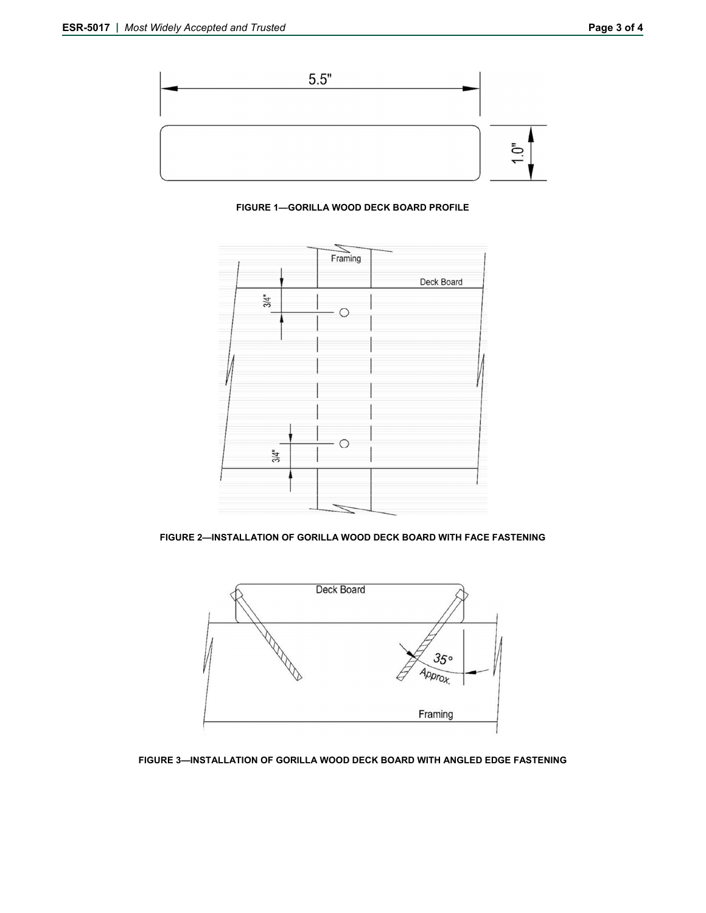FIGURE 1—GORILLA WOOD DECK BOARD PROFILE

FIGURE 2—INSTALLATION OF GORILLA WOOD DECK BOARD WITH FACE FASTENING

FIGURE 3—INSTALLATION OF GORILLA WOOD DECK BOARD WITH ANGLED EDGE FASTENING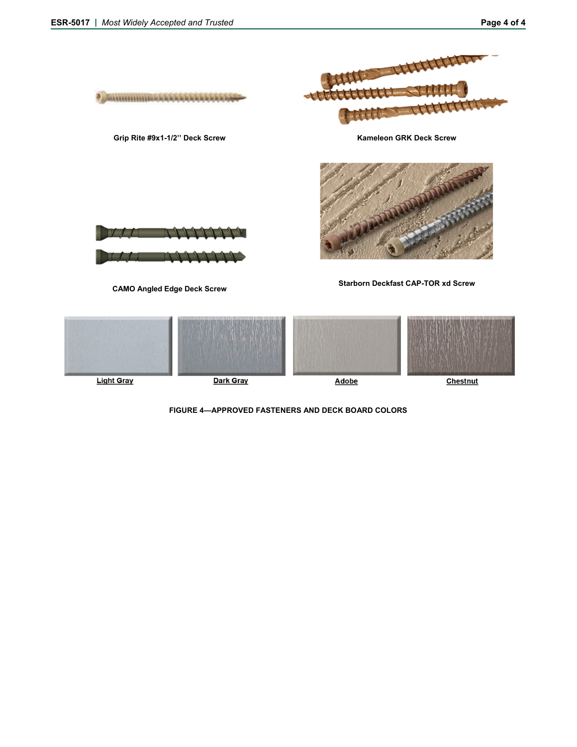Grip Rite #9x1-1/2" Deck Screw

Kameleon GRK Deck Screw

CAMO Angled Edge Deck Screw

Starborn Deckfast CAP-TOR xd Screw

Light Gray

Dark Gray

Adobe

Chestnut

**FIGURE 4—APPROVED FASTENERS AND DECK BOARD COLORS**